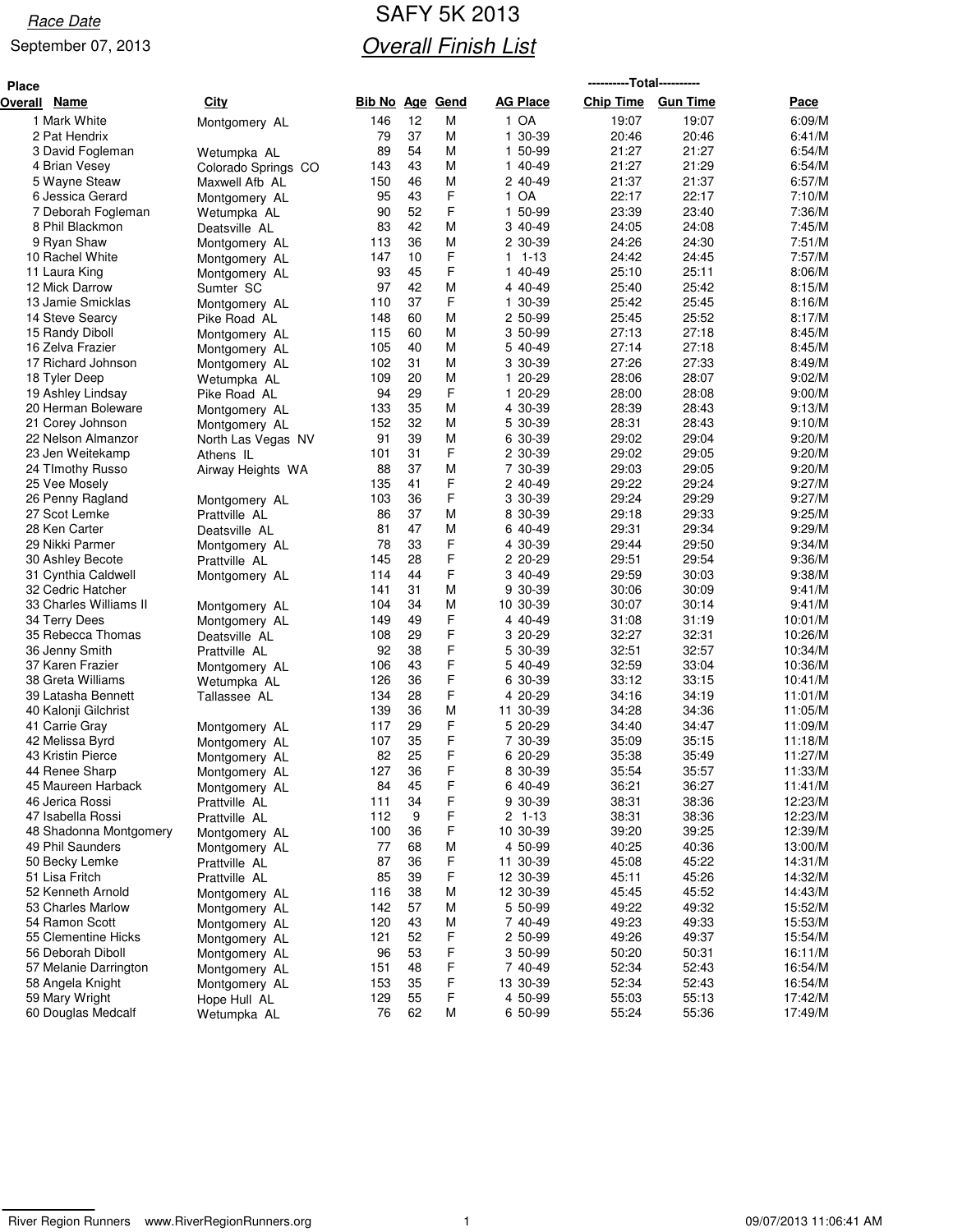*Race Date*

September 07, 2013

# SAFY 5K 2013

## *Overall Finish List*

| Place Overall | Name | City | Bib No | Age | Gend | AG Place | Chip Time (Total) | Gun Time (Total) | Pace |
|---|---|---|---|---|---|---|---|---|---|
| 1 | Mark White | Montgomery AL | 146 | 12 | M | 1 OA | 19:07 | 19:07 | 6:09/M |
| 2 | Pat Hendrix | | 79 | 37 | M | 1 30-39 | 20:46 | 20:46 | 6:41/M |
| 3 | David Fogleman | Wetumpka AL | 89 | 54 | M | 1 50-99 | 21:27 | 21:27 | 6:54/M |
| 4 | Brian Vesey | Colorado Springs CO | 143 | 43 | M | 1 40-49 | 21:27 | 21:29 | 6:54/M |
| 5 | Wayne Steaw | Maxwell Afb AL | 150 | 46 | M | 2 40-49 | 21:37 | 21:37 | 6:57/M |
| 6 | Jessica Gerard | Montgomery AL | 95 | 43 | F | 1 OA | 22:17 | 22:17 | 7:10/M |
| 7 | Deborah Fogleman | Wetumpka AL | 90 | 52 | F | 1 50-99 | 23:39 | 23:40 | 7:36/M |
| 8 | Phil Blackmon | Deatsville AL | 83 | 42 | M | 3 40-49 | 24:05 | 24:08 | 7:45/M |
| 9 | Ryan Shaw | Montgomery AL | 113 | 36 | M | 2 30-39 | 24:26 | 24:30 | 7:51/M |
| 10 | Rachel White | Montgomery AL | 147 | 10 | F | 1 1-13 | 24:42 | 24:45 | 7:57/M |
| 11 | Laura King | Montgomery AL | 93 | 45 | F | 1 40-49 | 25:10 | 25:11 | 8:06/M |
| 12 | Mick Darrow | Sumter SC | 97 | 42 | M | 4 40-49 | 25:40 | 25:42 | 8:15/M |
| 13 | Jamie Smicklas | Montgomery AL | 110 | 37 | F | 1 30-39 | 25:42 | 25:45 | 8:16/M |
| 14 | Steve Searcy | Pike Road AL | 148 | 60 | M | 2 50-99 | 25:45 | 25:52 | 8:17/M |
| 15 | Randy Diboll | Montgomery AL | 115 | 60 | M | 3 50-99 | 27:13 | 27:18 | 8:45/M |
| 16 | Zelva Frazier | Montgomery AL | 105 | 40 | M | 5 40-49 | 27:14 | 27:18 | 8:45/M |
| 17 | Richard Johnson | Montgomery AL | 102 | 31 | M | 3 30-39 | 27:26 | 27:33 | 8:49/M |
| 18 | Tyler Deep | Wetumpka AL | 109 | 20 | M | 1 20-29 | 28:06 | 28:07 | 9:02/M |
| 19 | Ashley Lindsay | Pike Road AL | 94 | 29 | F | 1 20-29 | 28:00 | 28:08 | 9:00/M |
| 20 | Herman Boleware | Montgomery AL | 133 | 35 | M | 4 30-39 | 28:39 | 28:43 | 9:13/M |
| 21 | Corey Johnson | Montgomery AL | 152 | 32 | M | 5 30-39 | 28:31 | 28:43 | 9:10/M |
| 22 | Nelson Almanzor | North Las Vegas NV | 91 | 39 | M | 6 30-39 | 29:02 | 29:04 | 9:20/M |
| 23 | Jen Weitekamp | Athens IL | 101 | 31 | F | 2 30-39 | 29:02 | 29:05 | 9:20/M |
| 24 | TImothy Russo | Airway Heights WA | 88 | 37 | M | 7 30-39 | 29:03 | 29:05 | 9:20/M |
| 25 | Vee Mosely | | 135 | 41 | F | 2 40-49 | 29:22 | 29:24 | 9:27/M |
| 26 | Penny Ragland | Montgomery AL | 103 | 36 | F | 3 30-39 | 29:24 | 29:29 | 9:27/M |
| 27 | Scot Lemke | Prattville AL | 86 | 37 | M | 8 30-39 | 29:18 | 29:33 | 9:25/M |
| 28 | Ken Carter | Deatsville AL | 81 | 47 | M | 6 40-49 | 29:31 | 29:34 | 9:29/M |
| 29 | Nikki Parmer | Montgomery AL | 78 | 33 | F | 4 30-39 | 29:44 | 29:50 | 9:34/M |
| 30 | Ashley Becote | Prattville AL | 145 | 28 | F | 2 20-29 | 29:51 | 29:54 | 9:36/M |
| 31 | Cynthia Caldwell | Montgomery AL | 114 | 44 | F | 3 40-49 | 29:59 | 30:03 | 9:38/M |
| 32 | Cedric Hatcher | | 141 | 31 | M | 9 30-39 | 30:06 | 30:09 | 9:41/M |
| 33 | Charles Williams II | Montgomery AL | 104 | 34 | M | 10 30-39 | 30:07 | 30:14 | 9:41/M |
| 34 | Terry Dees | Montgomery AL | 149 | 49 | F | 4 40-49 | 31:08 | 31:19 | 10:01/M |
| 35 | Rebecca Thomas | Deatsville AL | 108 | 29 | F | 3 20-29 | 32:27 | 32:31 | 10:26/M |
| 36 | Jenny Smith | Prattville AL | 92 | 38 | F | 5 30-39 | 32:51 | 32:57 | 10:34/M |
| 37 | Karen Frazier | Montgomery AL | 106 | 43 | F | 5 40-49 | 32:59 | 33:04 | 10:36/M |
| 38 | Greta Williams | Wetumpka AL | 126 | 36 | F | 6 30-39 | 33:12 | 33:15 | 10:41/M |
| 39 | Latasha Bennett | Tallassee AL | 134 | 28 | F | 4 20-29 | 34:16 | 34:19 | 11:01/M |
| 40 | Kalonji Gilchrist | | 139 | 36 | M | 11 30-39 | 34:28 | 34:36 | 11:05/M |
| 41 | Carrie Gray | Montgomery AL | 117 | 29 | F | 5 20-29 | 34:40 | 34:47 | 11:09/M |
| 42 | Melissa Byrd | Montgomery AL | 107 | 35 | F | 7 30-39 | 35:09 | 35:15 | 11:18/M |
| 43 | Kristin Pierce | Montgomery AL | 82 | 25 | F | 6 20-29 | 35:38 | 35:49 | 11:27/M |
| 44 | Renee Sharp | Montgomery AL | 127 | 36 | F | 8 30-39 | 35:54 | 35:57 | 11:33/M |
| 45 | Maureen Harback | Montgomery AL | 84 | 45 | F | 6 40-49 | 36:21 | 36:27 | 11:41/M |
| 46 | Jerica Rossi | Prattville AL | 111 | 34 | F | 9 30-39 | 38:31 | 38:36 | 12:23/M |
| 47 | Isabella Rossi | Prattville AL | 112 | 9 | F | 2 1-13 | 38:31 | 38:36 | 12:23/M |
| 48 | Shadonna Montgomery | Montgomery AL | 100 | 36 | F | 10 30-39 | 39:20 | 39:25 | 12:39/M |
| 49 | Phil Saunders | Montgomery AL | 77 | 68 | M | 4 50-99 | 40:25 | 40:36 | 13:00/M |
| 50 | Becky Lemke | Prattville AL | 87 | 36 | F | 11 30-39 | 45:08 | 45:22 | 14:31/M |
| 51 | Lisa Fritch | Prattville AL | 85 | 39 | F | 12 30-39 | 45:11 | 45:26 | 14:32/M |
| 52 | Kenneth Arnold | Montgomery AL | 116 | 38 | M | 12 30-39 | 45:45 | 45:52 | 14:43/M |
| 53 | Charles Marlow | Montgomery AL | 142 | 57 | M | 5 50-99 | 49:22 | 49:32 | 15:52/M |
| 54 | Ramon Scott | Montgomery AL | 120 | 43 | M | 7 40-49 | 49:23 | 49:33 | 15:53/M |
| 55 | Clementine Hicks | Montgomery AL | 121 | 52 | F | 2 50-99 | 49:26 | 49:37 | 15:54/M |
| 56 | Deborah Diboll | Montgomery AL | 96 | 53 | F | 3 50-99 | 50:20 | 50:31 | 16:11/M |
| 57 | Melanie Darrington | Montgomery AL | 151 | 48 | F | 7 40-49 | 52:34 | 52:43 | 16:54/M |
| 58 | Angela Knight | Montgomery AL | 153 | 35 | F | 13 30-39 | 52:34 | 52:43 | 16:54/M |
| 59 | Mary Wright | Hope Hull AL | 129 | 55 | F | 4 50-99 | 55:03 | 55:13 | 17:42/M |
| 60 | Douglas Medcalf | Wetumpka AL | 76 | 62 | M | 6 50-99 | 55:24 | 55:36 | 17:49/M |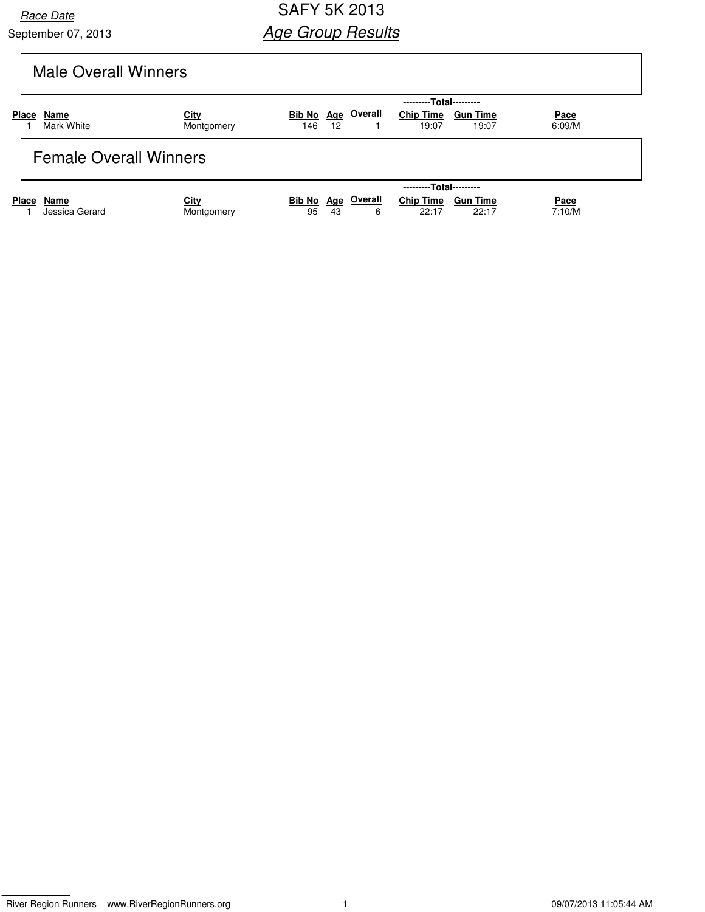# SAFY 5K 2013

## *Age Group Results*

*Race Date*

September 07, 2013

## Male Overall Winners

| Place | Name | City | Bib No | Age | Overall | Total Chip Time | Total Gun Time | Pace |
|---|---|---|---|---|---|---|---|---|
| 1 | Mark White | Montgomery | 146 | 12 | 1 | 19:07 | 19:07 | 6:09/M |

## Female Overall Winners

| Place | Name | City | Bib No | Age | Overall | Total Chip Time | Total Gun Time | Pace |
|---|---|---|---|---|---|---|---|---|
| 1 | Jessica Gerard | Montgomery | 95 | 43 | 6 | 22:17 | 22:17 | 7:10/M |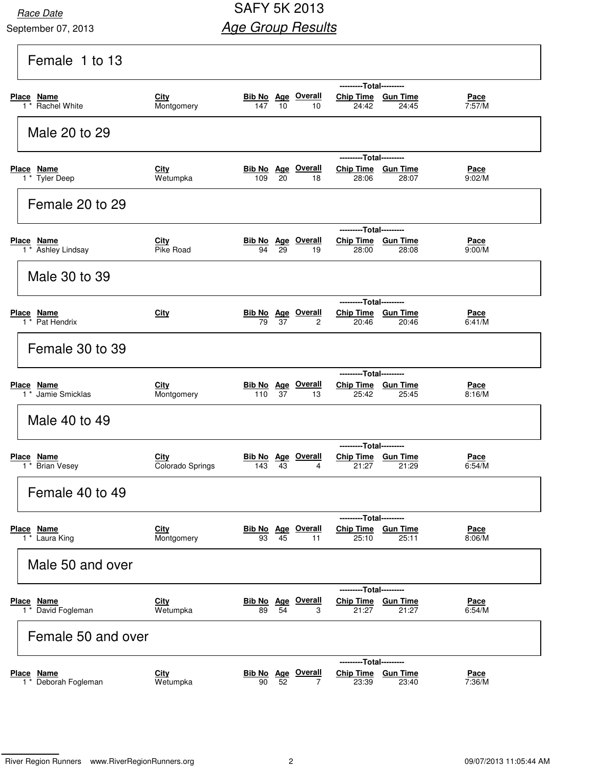Race Date

September 07, 2013

# SAFY 5K 2013

## Age Group Results

### Female 1 to 13

| | | | | | | ---------Total--------- | | |
|---|---|---|---|---|---|---|---|---|
| Place | Name | City | Bib No | Age | Overall | Chip Time | Gun Time | Pace |
| 1 * | Rachel White | Montgomery | 147 | 10 | 10 | 24:42 | 24:45 | 7:57/M |

### Male 20 to 29

| | | | | | | ---------Total--------- | | |
|---|---|---|---|---|---|---|---|---|
| Place | Name | City | Bib No | Age | Overall | Chip Time | Gun Time | Pace |
| 1 * | Tyler Deep | Wetumpka | 109 | 20 | 18 | 28:06 | 28:07 | 9:02/M |

### Female 20 to 29

| | | | | | | ---------Total--------- | | |
|---|---|---|---|---|---|---|---|---|
| Place | Name | City | Bib No | Age | Overall | Chip Time | Gun Time | Pace |
| 1 * | Ashley Lindsay | Pike Road | 94 | 29 | 19 | 28:00 | 28:08 | 9:00/M |

### Male 30 to 39

| | | | | | | ---------Total--------- | | |
|---|---|---|---|---|---|---|---|---|
| Place | Name | City | Bib No | Age | Overall | Chip Time | Gun Time | Pace |
| 1 * | Pat Hendrix | | 79 | 37 | 2 | 20:46 | 20:46 | 6:41/M |

### Female 30 to 39

| | | | | | | ---------Total--------- | | |
|---|---|---|---|---|---|---|---|---|
| Place | Name | City | Bib No | Age | Overall | Chip Time | Gun Time | Pace |
| 1 * | Jamie Smicklas | Montgomery | 110 | 37 | 13 | 25:42 | 25:45 | 8:16/M |

### Male 40 to 49

| | | | | | | ---------Total--------- | | |
|---|---|---|---|---|---|---|---|---|
| Place | Name | City | Bib No | Age | Overall | Chip Time | Gun Time | Pace |
| 1 * | Brian Vesey | Colorado Springs | 143 | 43 | 4 | 21:27 | 21:29 | 6:54/M |

### Female 40 to 49

| | | | | | | ---------Total--------- | | |
|---|---|---|---|---|---|---|---|---|
| Place | Name | City | Bib No | Age | Overall | Chip Time | Gun Time | Pace |
| 1 * | Laura King | Montgomery | 93 | 45 | 11 | 25:10 | 25:11 | 8:06/M |

### Male 50 and over

| | | | | | | ---------Total--------- | | |
|---|---|---|---|---|---|---|---|---|
| Place | Name | City | Bib No | Age | Overall | Chip Time | Gun Time | Pace |
| 1 * | David Fogleman | Wetumpka | 89 | 54 | 3 | 21:27 | 21:27 | 6:54/M |

### Female 50 and over

| | | | | | | ---------Total--------- | | |
|---|---|---|---|---|---|---|---|---|
| Place | Name | City | Bib No | Age | Overall | Chip Time | Gun Time | Pace |
| 1 * | Deborah Fogleman | Wetumpka | 90 | 52 | 7 | 23:39 | 23:40 | 7:36/M |